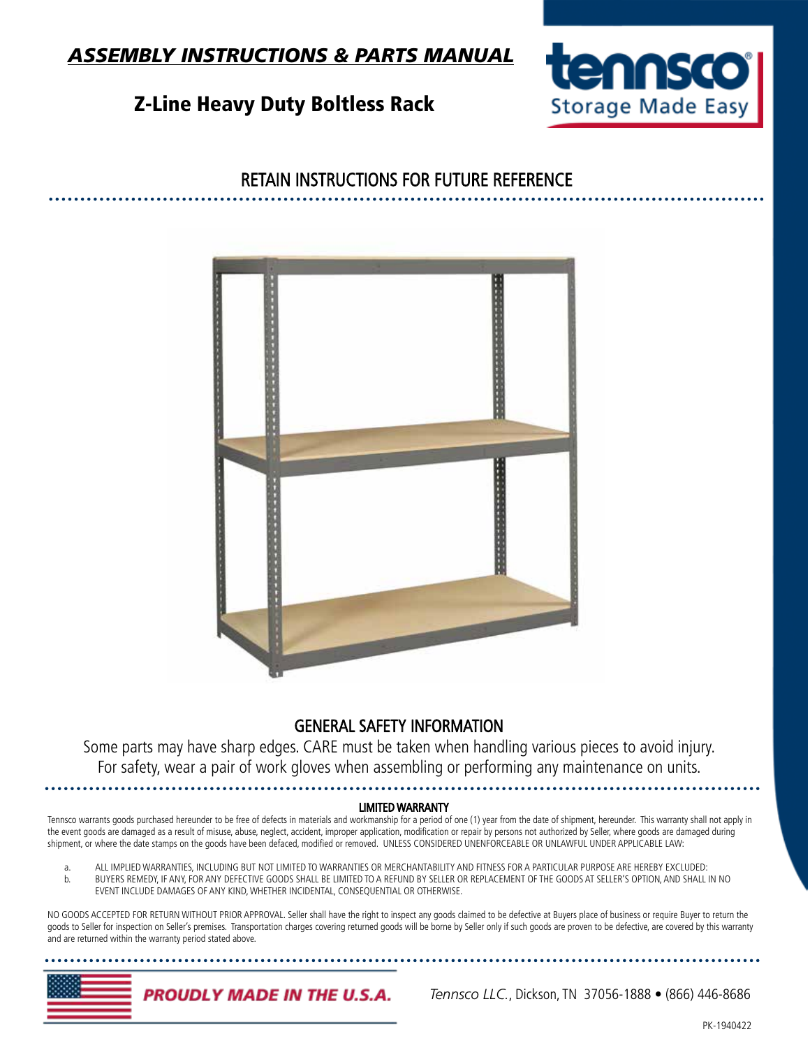# *ASSEMBLY INSTRUCTIONS & PARTS MANUAL*

## Z-Line Heavy Duty Boltless Rack

tennsco®
Storage Made Easy

### RETAIN INSTRUCTIONS FOR FUTURE REFERENCE

### GENERAL SAFETY INFORMATION

Some parts may have sharp edges. CARE must be taken when handling various pieces to avoid injury. For safety, wear a pair of work gloves when assembling or performing any maintenance on units.

#### LIMITED WARRANTY

Tennsco warrants goods purchased hereunder to be free of defects in materials and workmanship for a period of one (1) year from the date of shipment, hereunder. This warranty shall not apply in the event goods are damaged as a result of misuse, abuse, neglect, accident, improper application, modification or repair by persons not authorized by Seller, where goods are damaged during shipment, or where the date stamps on the goods have been defaced, modified or removed. UNLESS CONSIDERED UNENFORCEABLE OR UNLAWFUL UNDER APPLICABLE LAW:

a. ALL IMPLIED WARRANTIES, INCLUDING BUT NOT LIMITED TO WARRANTIES OR MERCHANTABILITY AND FITNESS FOR A PARTICULAR PURPOSE ARE HEREBY EXCLUDED:
b. BUYERS REMEDY, IF ANY, FOR ANY DEFECTIVE GOODS SHALL BE LIMITED TO A REFUND BY SELLER OR REPLACEMENT OF THE GOODS AT SELLER'S OPTION, AND SHALL IN NO EVENT INCLUDE DAMAGES OF ANY KIND, WHETHER INCIDENTAL, CONSEQUENTIAL OR OTHERWISE.

NO GOODS ACCEPTED FOR RETURN WITHOUT PRIOR APPROVAL. Seller shall have the right to inspect any goods claimed to be defective at Buyers place of business or require Buyer to return the goods to Seller for inspection on Seller's premises. Transportation charges covering returned goods will be borne by Seller only if such goods are proven to be defective, are covered by this warranty and are returned within the warranty period stated above.

**PROUDLY MADE IN THE U.S.A.**

*Tennsco LLC.*, Dickson, TN 37056-1888 • (866) 446-8686

PK-1940422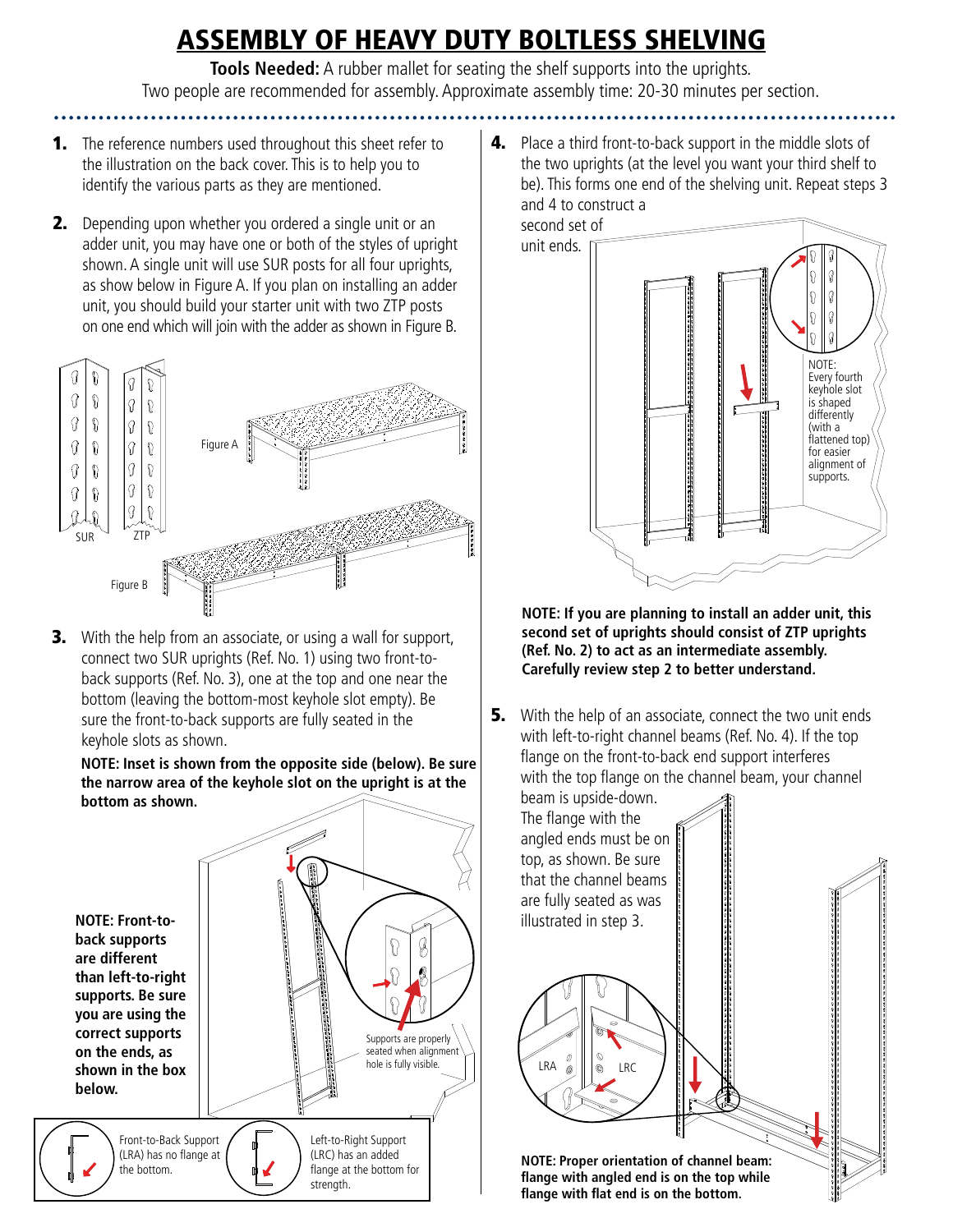# ASSEMBLY OF HEAVY DUTY BOLTLESS SHELVING

**Tools Needed:** A rubber mallet for seating the shelf supports into the uprights.
Two people are recommended for assembly. Approximate assembly time: 20-30 minutes per section.

1. The reference numbers used throughout this sheet refer to the illustration on the back cover. This is to help you to identify the various parts as they are mentioned.

2. Depending upon whether you ordered a single unit or an adder unit, you may have one or both of the styles of upright shown. A single unit will use SUR posts for all four uprights, as show below in Figure A. If you plan on installing an adder unit, you should build your starter unit with two ZTP posts on one end which will join with the adder as shown in Figure B.

SUR ZTP

Figure A

Figure B

3. With the help from an associate, or using a wall for support, connect two SUR uprights (Ref. No. 1) using two front-to-back supports (Ref. No. 3), one at the top and one near the bottom (leaving the bottom-most keyhole slot empty). Be sure the front-to-back supports are fully seated in the keyhole slots as shown.

   **NOTE: Inset is shown from the opposite side (below). Be sure the narrow area of the keyhole slot on the upright is at the bottom as shown.**

**NOTE: Front-to-back supports are different than left-to-right supports. Be sure you are using the correct supports on the ends, as shown in the box below.**

Supports are properly seated when alignment hole is fully visible.

Front-to-Back Support (LRA) has no flange at the bottom.

Left-to-Right Support (LRC) has an added flange at the bottom for strength.

4. Place a third front-to-back support in the middle slots of the two uprights (at the level you want your third shelf to be). This forms one end of the shelving unit. Repeat steps 3 and 4 to construct a second set of unit ends.

NOTE: Every fourth keyhole slot is shaped differently (with a flattened top) for easier alignment of supports.

**NOTE: If you are planning to install an adder unit, this second set of uprights should consist of ZTP uprights (Ref. No. 2) to act as an intermediate assembly. Carefully review step 2 to better understand.**

5. With the help of an associate, connect the two unit ends with left-to-right channel beams (Ref. No. 4). If the top flange on the front-to-back end support interferes with the top flange on the channel beam, your channel beam is upside-down. The flange with the angled ends must be on top, as shown. Be sure that the channel beams are fully seated as was illustrated in step 3.

LRA LRC

**NOTE: Proper orientation of channel beam: flange with angled end is on the top while flange with flat end is on the bottom.**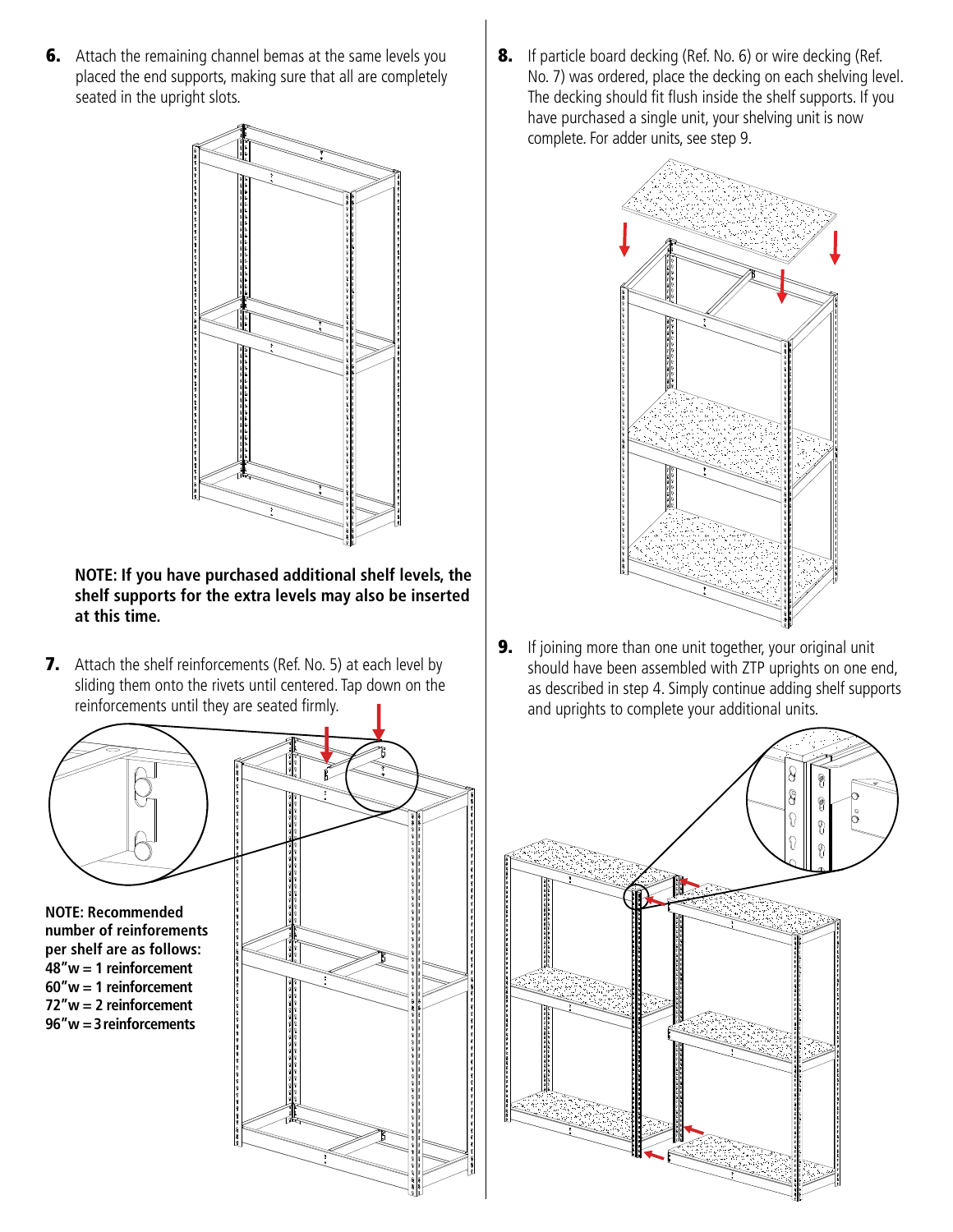6. Attach the remaining channel bemas at the same levels you placed the end supports, making sure that all are completely seated in the upright slots.

**NOTE: If you have purchased additional shelf levels, the shelf supports for the extra levels may also be inserted at this time.**

7. Attach the shelf reinforcements (Ref. No. 5) at each level by sliding them onto the rivets until centered. Tap down on the reinforcements until they are seated firmly.

**NOTE: Recommended number of reinforcements per shelf are as follows:**
**48"w = 1 reinforcement**
**60"w = 1 reinforcement**
**72"w = 2 reinforcement**
**96"w = 3 reinforcements**

8. If particle board decking (Ref. No. 6) or wire decking (Ref. No. 7) was ordered, place the decking on each shelving level. The decking should fit flush inside the shelf supports. If you have purchased a single unit, your shelving unit is now complete. For adder units, see step 9.

9. If joining more than one unit together, your original unit should have been assembled with ZTP uprights on one end, as described in step 4. Simply continue adding shelf supports and uprights to complete your additional units.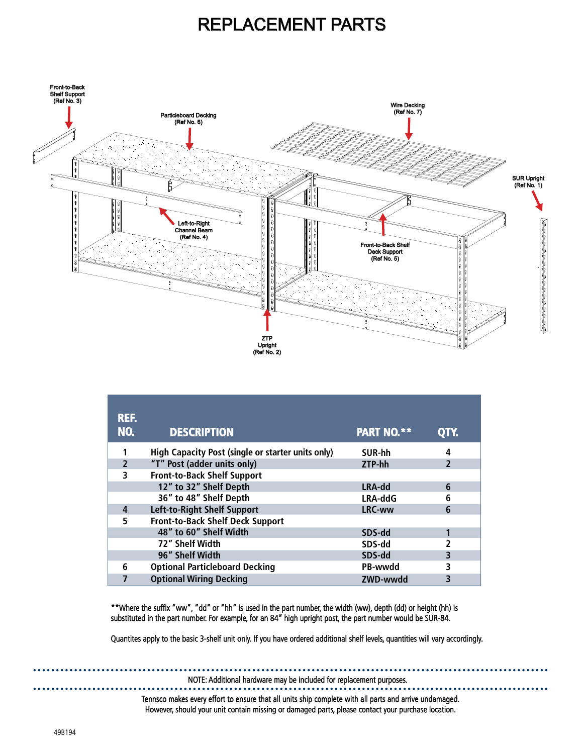# REPLACEMENT PARTS

Front-to-Back Shelf Support (Ref No. 3)

Particleboard Decking (Ref No. 6)

Wire Decking (Ref No. 7)

SUR Upright (Ref No. 1)

Left-to-Right Channel Beam (Ref No. 4)

Front-to-Back Shelf Deck Support (Ref No. 5)

ZTP Upright (Ref No. 2)

| REF. NO. | DESCRIPTION | PART NO.** | QTY. |
|---|---|---|---|
| 1 | High Capacity Post (single or starter units only) | SUR-hh | 4 |
| 2 | "T" Post (adder units only) | ZTP-hh | 2 |
| 3 | Front-to-Back Shelf Support | | |
| | 12" to 32" Shelf Depth | LRA-dd | 6 |
| | 36" to 48" Shelf Depth | LRA-ddG | 6 |
| 4 | Left-to-Right Shelf Support | LRC-ww | 6 |
| 5 | Front-to-Back Shelf Deck Support | | |
| | 48" to 60" Shelf Width | SDS-dd | 1 |
| | 72" Shelf Width | SDS-dd | 2 |
| | 96" Shelf Width | SDS-dd | 3 |
| 6 | Optional Particleboard Decking | PB-wwdd | 3 |
| 7 | Optional Wiring Decking | ZWD-wwdd | 3 |

**Where the suffix "ww", "dd" or "hh" is used in the part number, the width (ww), depth (dd) or height (hh) is substituted in the part number. For example, for an 84" high upright post, the part number would be SUR-84.

Quantites apply to the basic 3-shelf unit only. If you have ordered additional shelf levels, quantities will vary accordingly.

NOTE: Additional hardware may be included for replacement purposes.

Tennsco makes every effort to ensure that all units ship complete with all parts and arrive undamaged. However, should your unit contain missing or damaged parts, please contact your purchase location.

49B194